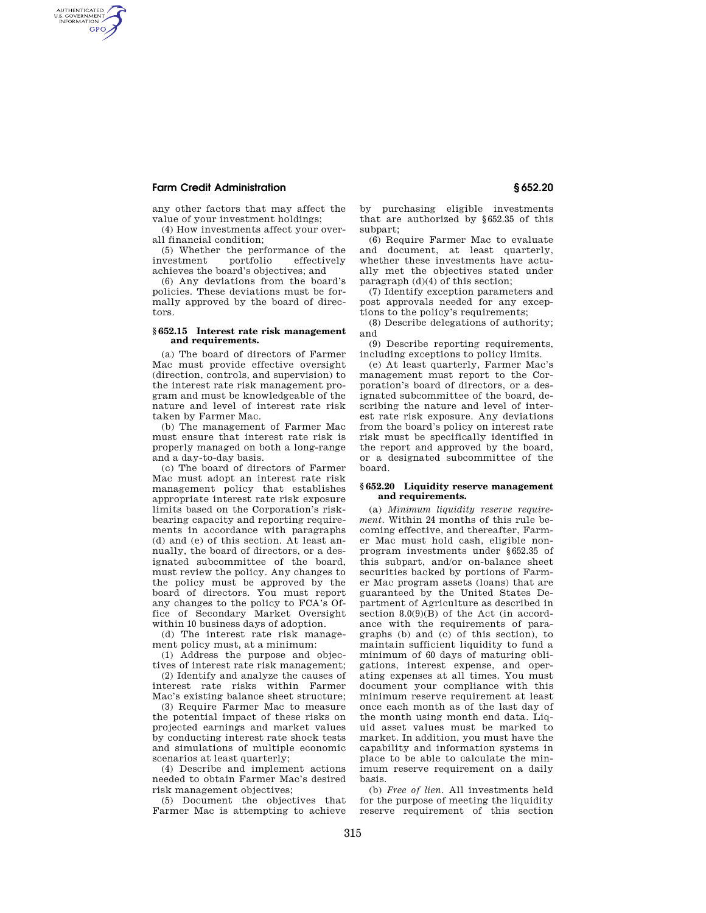any other factors that may affect the value of your investment holdings;

(4) How investments affect your overall financial condition;

(5) Whether the performance of the investment portfolio effectively achieves the board's objectives; and

(6) Any deviations from the board's policies. These deviations must be formally approved by the board of directors.

### § 652.15 Interest rate risk management and requirements.

(a) The board of directors of Farmer Mac must provide effective oversight (direction, controls, and supervision) to the interest rate risk management program and must be knowledgeable of the nature and level of interest rate risk taken by Farmer Mac.

(b) The management of Farmer Mac must ensure that interest rate risk is properly managed on both a long-range and a day-to-day basis.

(c) The board of directors of Farmer Mac must adopt an interest rate risk management policy that establishes appropriate interest rate risk exposure limits based on the Corporation's risk-bearing capacity and reporting requirements in accordance with paragraphs (d) and (e) of this section. At least annually, the board of directors, or a designated subcommittee of the board, must review the policy. Any changes to the policy must be approved by the board of directors. You must report any changes to the policy to FCA's Office of Secondary Market Oversight within 10 business days of adoption.

(d) The interest rate risk management policy must, at a minimum:

(1) Address the purpose and objectives of interest rate risk management;

(2) Identify and analyze the causes of interest rate risks within Farmer Mac's existing balance sheet structure;

(3) Require Farmer Mac to measure the potential impact of these risks on projected earnings and market values by conducting interest rate shock tests and simulations of multiple economic scenarios at least quarterly;

(4) Describe and implement actions needed to obtain Farmer Mac's desired risk management objectives;

(5) Document the objectives that Farmer Mac is attempting to achieve by purchasing eligible investments that are authorized by §652.35 of this subpart;

(6) Require Farmer Mac to evaluate and document, at least quarterly, whether these investments have actually met the objectives stated under paragraph (d)(4) of this section;

(7) Identify exception parameters and post approvals needed for any exceptions to the policy's requirements;

(8) Describe delegations of authority; and

(9) Describe reporting requirements, including exceptions to policy limits.

(e) At least quarterly, Farmer Mac's management must report to the Corporation's board of directors, or a designated subcommittee of the board, describing the nature and level of interest rate risk exposure. Any deviations from the board's policy on interest rate risk must be specifically identified in the report and approved by the board, or a designated subcommittee of the board.

### § 652.20 Liquidity reserve management and requirements.

(a) *Minimum liquidity reserve requirement.* Within 24 months of this rule becoming effective, and thereafter, Farmer Mac must hold cash, eligible non-program investments under §652.35 of this subpart, and/or on-balance sheet securities backed by portions of Farmer Mac program assets (loans) that are guaranteed by the United States Department of Agriculture as described in section 8.0(9)(B) of the Act (in accordance with the requirements of paragraphs (b) and (c) of this section), to maintain sufficient liquidity to fund a minimum of 60 days of maturing obligations, interest expense, and operating expenses at all times. You must document your compliance with this minimum reserve requirement at least once each month as of the last day of the month using month end data. Liquid asset values must be marked to market. In addition, you must have the capability and information systems in place to be able to calculate the minimum reserve requirement on a daily basis.

(b) *Free of lien.* All investments held for the purpose of meeting the liquidity reserve requirement of this section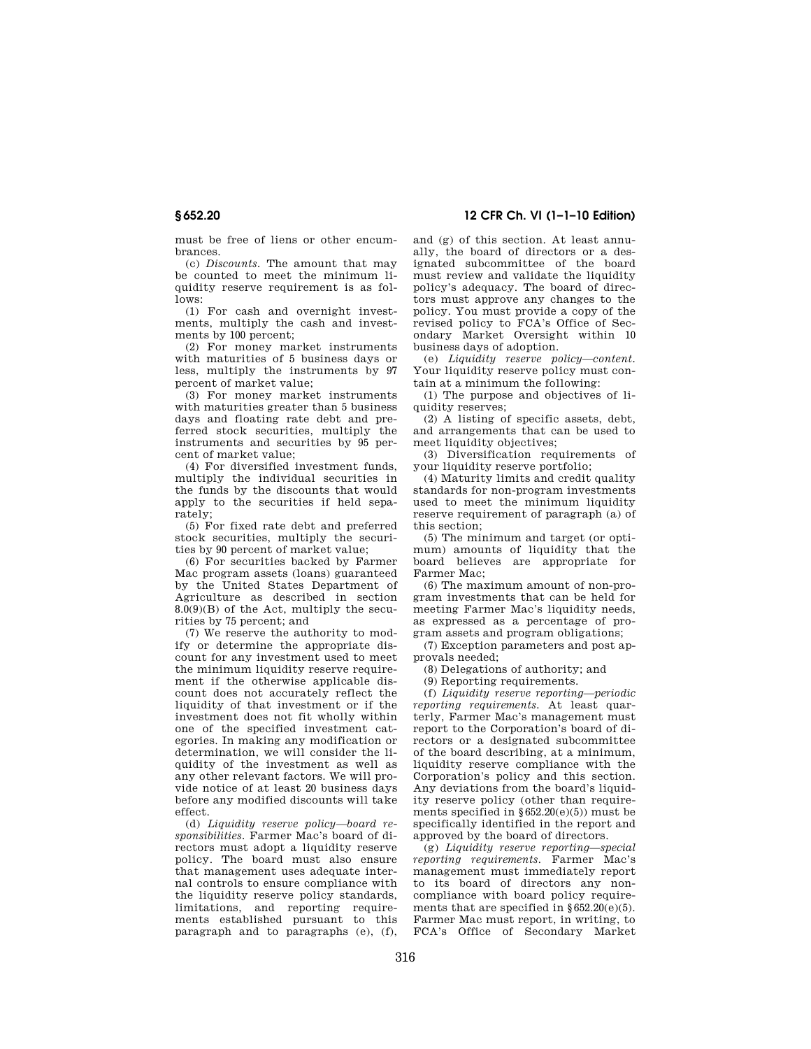must be free of liens or other encumbrances.

(c) *Discounts.* The amount that may be counted to meet the minimum liquidity reserve requirement is as follows:

(1) For cash and overnight investments, multiply the cash and investments by 100 percent;

(2) For money market instruments with maturities of 5 business days or less, multiply the instruments by 97 percent of market value;

(3) For money market instruments with maturities greater than 5 business days and floating rate debt and preferred stock securities, multiply the instruments and securities by 95 percent of market value;

(4) For diversified investment funds, multiply the individual securities in the funds by the discounts that would apply to the securities if held separately;

(5) For fixed rate debt and preferred stock securities, multiply the securities by 90 percent of market value;

(6) For securities backed by Farmer Mac program assets (loans) guaranteed by the United States Department of Agriculture as described in section 8.0(9)(B) of the Act, multiply the securities by 75 percent; and

(7) We reserve the authority to modify or determine the appropriate discount for any investment used to meet the minimum liquidity reserve requirement if the otherwise applicable discount does not accurately reflect the liquidity of that investment or if the investment does not fit wholly within one of the specified investment categories. In making any modification or determination, we will consider the liquidity of the investment as well as any other relevant factors. We will provide notice of at least 20 business days before any modified discounts will take effect.

(d) *Liquidity reserve policy—board responsibilities.* Farmer Mac's board of directors must adopt a liquidity reserve policy. The board must also ensure that management uses adequate internal controls to ensure compliance with the liquidity reserve policy standards, limitations, and reporting requirements established pursuant to this paragraph and to paragraphs (e), (f), and (g) of this section. At least annually, the board of directors or a designated subcommittee of the board must review and validate the liquidity policy's adequacy. The board of directors must approve any changes to the policy. You must provide a copy of the revised policy to FCA's Office of Secondary Market Oversight within 10 business days of adoption.

(e) *Liquidity reserve policy—content.* Your liquidity reserve policy must contain at a minimum the following:

(1) The purpose and objectives of liquidity reserves;

(2) A listing of specific assets, debt, and arrangements that can be used to meet liquidity objectives;

(3) Diversification requirements of your liquidity reserve portfolio;

(4) Maturity limits and credit quality standards for non-program investments used to meet the minimum liquidity reserve requirement of paragraph (a) of this section;

(5) The minimum and target (or optimum) amounts of liquidity that the board believes are appropriate for Farmer Mac;

(6) The maximum amount of non-program investments that can be held for meeting Farmer Mac's liquidity needs, as expressed as a percentage of program assets and program obligations;

(7) Exception parameters and post approvals needed;

(8) Delegations of authority; and

(9) Reporting requirements.

(f) *Liquidity reserve reporting—periodic reporting requirements.* At least quarterly, Farmer Mac's management must report to the Corporation's board of directors or a designated subcommittee of the board describing, at a minimum, liquidity reserve compliance with the Corporation's policy and this section. Any deviations from the board's liquidity reserve policy (other than requirements specified in §652.20(e)(5)) must be specifically identified in the report and approved by the board of directors.

(g) *Liquidity reserve reporting—special reporting requirements.* Farmer Mac's management must immediately report to its board of directors any noncompliance with board policy requirements that are specified in §652.20(e)(5). Farmer Mac must report, in writing, to FCA's Office of Secondary Market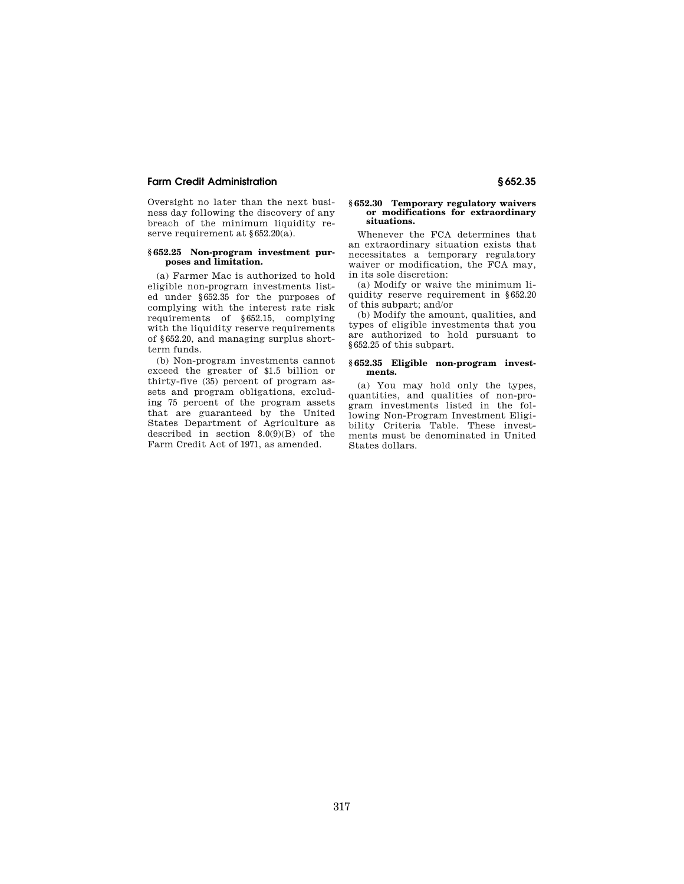Oversight no later than the next business day following the discovery of any breach of the minimum liquidity reserve requirement at §652.20(a).

**§652.25 Non-program investment purposes and limitation.**

(a) Farmer Mac is authorized to hold eligible non-program investments listed under §652.35 for the purposes of complying with the interest rate risk requirements of §652.15, complying with the liquidity reserve requirements of §652.20, and managing surplus short-term funds.

(b) Non-program investments cannot exceed the greater of $1.5 billion or thirty-five (35) percent of program assets and program obligations, excluding 75 percent of the program assets that are guaranteed by the United States Department of Agriculture as described in section 8.0(9)(B) of the Farm Credit Act of 1971, as amended.

**§652.30 Temporary regulatory waivers or modifications for extraordinary situations.**

Whenever the FCA determines that an extraordinary situation exists that necessitates a temporary regulatory waiver or modification, the FCA may, in its sole discretion:

(a) Modify or waive the minimum liquidity reserve requirement in §652.20 of this subpart; and/or

(b) Modify the amount, qualities, and types of eligible investments that you are authorized to hold pursuant to §652.25 of this subpart.

**§652.35 Eligible non-program investments.**

(a) You may hold only the types, quantities, and qualities of non-program investments listed in the following Non-Program Investment Eligibility Criteria Table. These investments must be denominated in United States dollars.